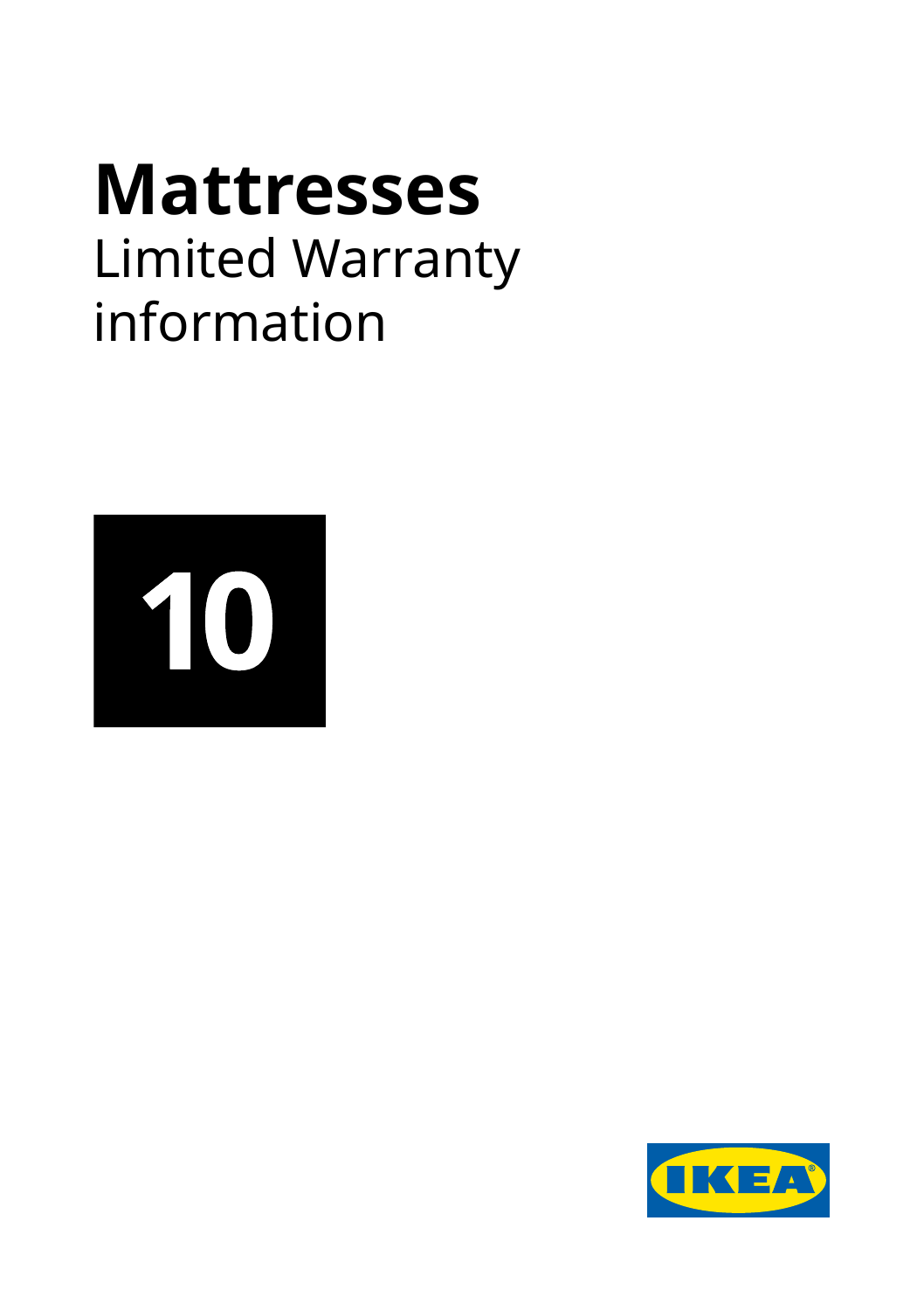# Mattresses

Limited Warranty information

10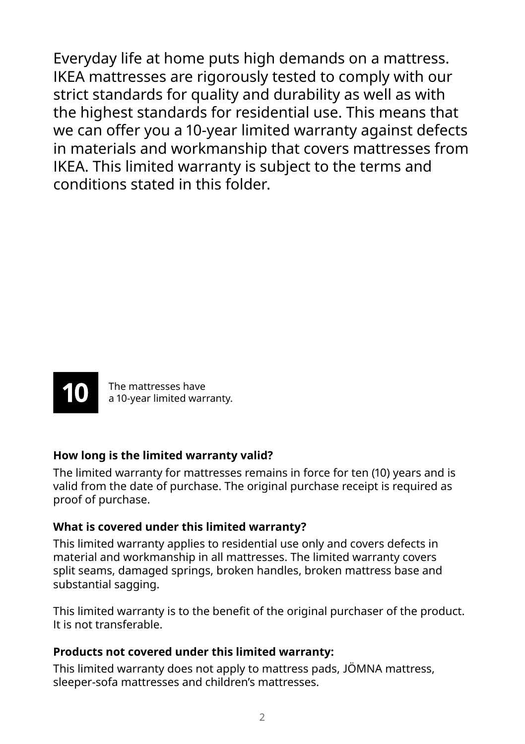Everyday life at home puts high demands on a mattress. IKEA mattresses are rigorously tested to comply with our strict standards for quality and durability as well as with the highest standards for residential use. This means that we can offer you a 10-year limited warranty against defects in materials and workmanship that covers mattresses from IKEA. This limited warranty is subject to the terms and conditions stated in this folder.

**10** The mattresses have a 10-year limited warranty.

**How long is the limited warranty valid?**

The limited warranty for mattresses remains in force for ten (10) years and is valid from the date of purchase. The original purchase receipt is required as proof of purchase.

**What is covered under this limited warranty?**

This limited warranty applies to residential use only and covers defects in material and workmanship in all mattresses. The limited warranty covers split seams, damaged springs, broken handles, broken mattress base and substantial sagging.

This limited warranty is to the benefit of the original purchaser of the product. It is not transferable.

**Products not covered under this limited warranty:**

This limited warranty does not apply to mattress pads, JÖMNA mattress, sleeper-sofa mattresses and children's mattresses.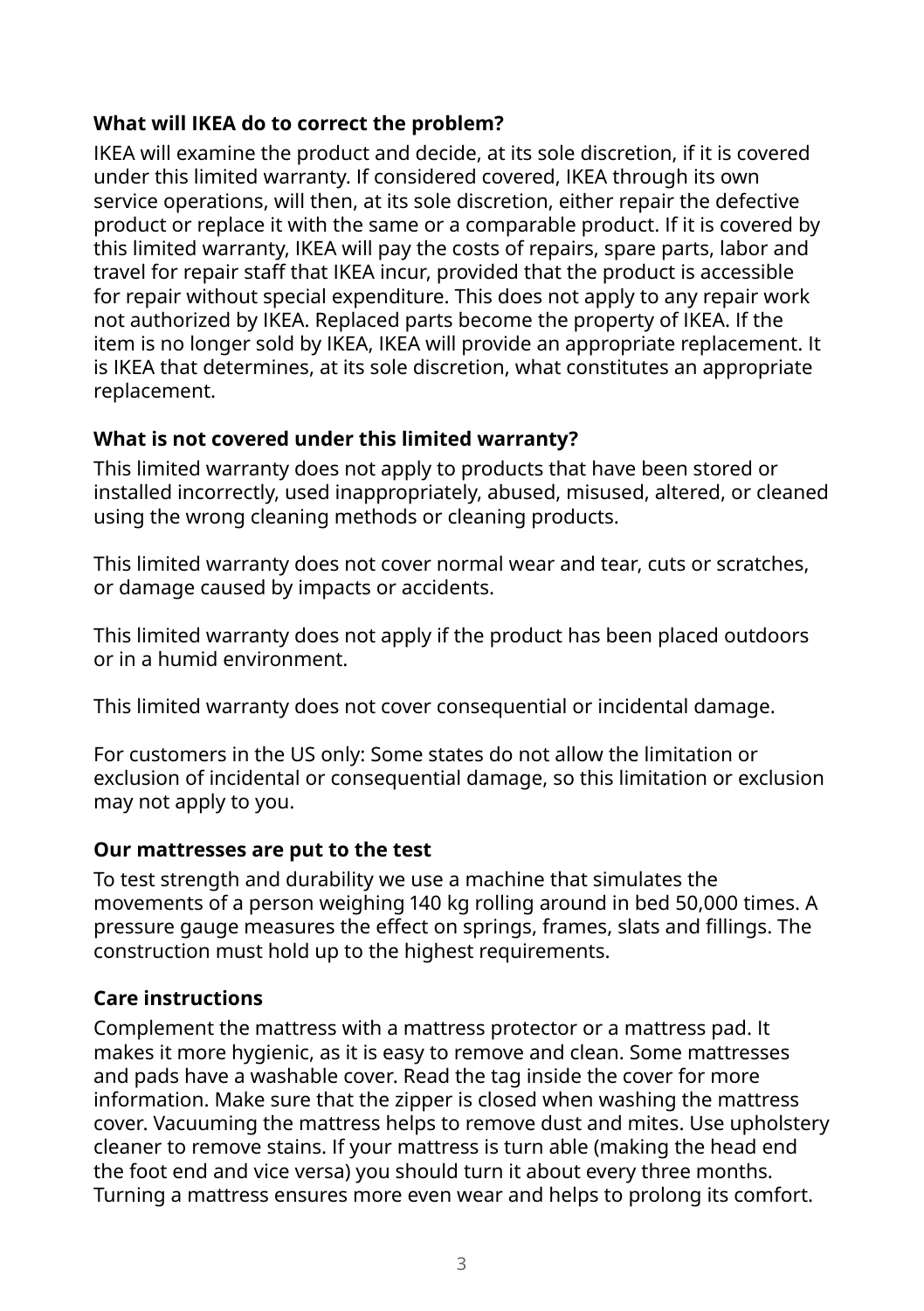### What will IKEA do to correct the problem?

IKEA will examine the product and decide, at its sole discretion, if it is covered under this limited warranty. If considered covered, IKEA through its own service operations, will then, at its sole discretion, either repair the defective product or replace it with the same or a comparable product. If it is covered by this limited warranty, IKEA will pay the costs of repairs, spare parts, labor and travel for repair staff that IKEA incur, provided that the product is accessible for repair without special expenditure. This does not apply to any repair work not authorized by IKEA. Replaced parts become the property of IKEA. If the item is no longer sold by IKEA, IKEA will provide an appropriate replacement. It is IKEA that determines, at its sole discretion, what constitutes an appropriate replacement.

### What is not covered under this limited warranty?

This limited warranty does not apply to products that have been stored or installed incorrectly, used inappropriately, abused, misused, altered, or cleaned using the wrong cleaning methods or cleaning products.

This limited warranty does not cover normal wear and tear, cuts or scratches, or damage caused by impacts or accidents.

This limited warranty does not apply if the product has been placed outdoors or in a humid environment.

This limited warranty does not cover consequential or incidental damage.

For customers in the US only: Some states do not allow the limitation or exclusion of incidental or consequential damage, so this limitation or exclusion may not apply to you.

### Our mattresses are put to the test

To test strength and durability we use a machine that simulates the movements of a person weighing 140 kg rolling around in bed 50,000 times. A pressure gauge measures the effect on springs, frames, slats and fillings. The construction must hold up to the highest requirements.

### Care instructions

Complement the mattress with a mattress protector or a mattress pad. It makes it more hygienic, as it is easy to remove and clean. Some mattresses and pads have a washable cover. Read the tag inside the cover for more information. Make sure that the zipper is closed when washing the mattress cover. Vacuuming the mattress helps to remove dust and mites. Use upholstery cleaner to remove stains. If your mattress is turn able (making the head end the foot end and vice versa) you should turn it about every three months. Turning a mattress ensures more even wear and helps to prolong its comfort.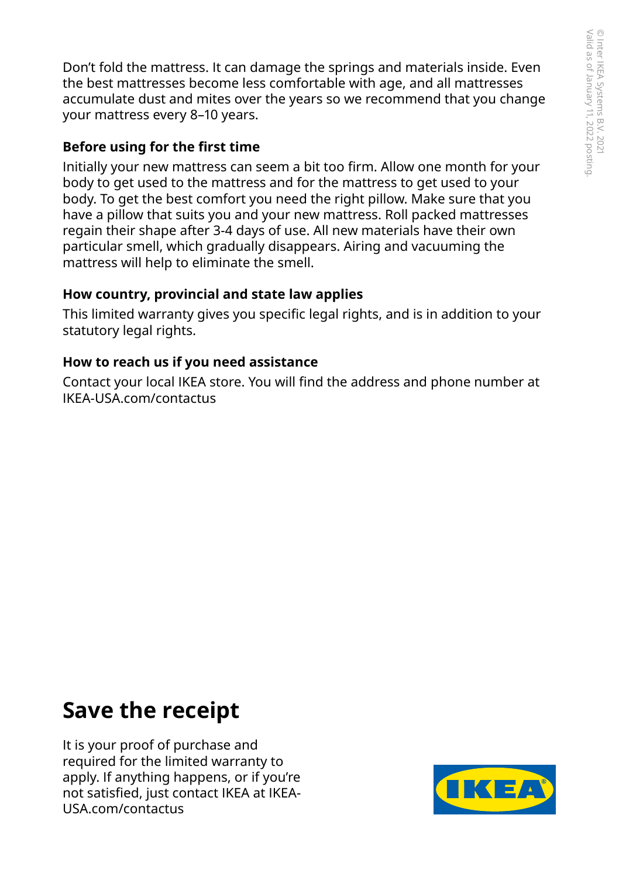Don't fold the mattress. It can damage the springs and materials inside. Even the best mattresses become less comfortable with age, and all mattresses accumulate dust and mites over the years so we recommend that you change your mattress every 8–10 years.

### Before using for the first time

Initially your new mattress can seem a bit too firm. Allow one month for your body to get used to the mattress and for the mattress to get used to your body. To get the best comfort you need the right pillow. Make sure that you have a pillow that suits you and your new mattress. Roll packed mattresses regain their shape after 3-4 days of use. All new materials have their own particular smell, which gradually disappears. Airing and vacuuming the mattress will help to eliminate the smell.

### How country, provincial and state law applies

This limited warranty gives you specific legal rights, and is in addition to your statutory legal rights.

### How to reach us if you need assistance

Contact your local IKEA store. You will find the address and phone number at IKEA-USA.com/contactus

© Inter IKEA Systems B.V. 2021
Valid as of January 11, 2022 posting.

## Save the receipt

It is your proof of purchase and required for the limited warranty to apply. If anything happens, or if you're not satisfied, just contact IKEA at IKEA-USA.com/contactus

IKEA®